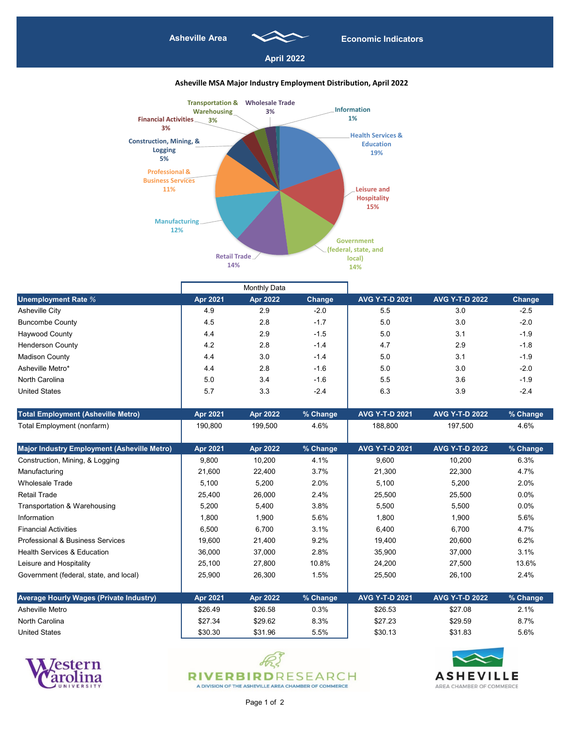# Asheville Area Economic Indicators

## April 2022

### Asheville MSA Major Industry Employment Distribution, April 2022

- Health Services & Education: 19%
- Leisure and Hospitality: 15%
- Government (federal, state, and local): 14%
- Retail Trade: 14%
- Manufacturing: 12%
- Professional & Business Services: 11%
- Construction, Mining, & Logging: 5%
- Financial Activities: 3%
- Transportation & Warehousing: 3%
- Wholesale Trade: 3%
- Information: 1%

| | Monthly Data | | | | | |
|---|---|---|---|---|---|---|
| **Unemployment Rate %** | **Apr 2021** | **Apr 2022** | **Change** | **AVG Y-T-D 2021** | **AVG Y-T-D 2022** | **Change** |
| Asheville City | 4.9 | 2.9 | -2.0 | 5.5 | 3.0 | -2.5 |
| Buncombe County | 4.5 | 2.8 | -1.7 | 5.0 | 3.0 | -2.0 |
| Haywood County | 4.4 | 2.9 | -1.5 | 5.0 | 3.1 | -1.9 |
| Henderson County | 4.2 | 2.8 | -1.4 | 4.7 | 2.9 | -1.8 |
| Madison County | 4.4 | 3.0 | -1.4 | 5.0 | 3.1 | -1.9 |
| Asheville Metro* | 4.4 | 2.8 | -1.6 | 5.0 | 3.0 | -2.0 |
| North Carolina | 5.0 | 3.4 | -1.6 | 5.5 | 3.6 | -1.9 |
| United States | 5.7 | 3.3 | -2.4 | 6.3 | 3.9 | -2.4 |

| **Total Employment (Asheville Metro)** | **Apr 2021** | **Apr 2022** | **% Change** | **AVG Y-T-D 2021** | **AVG Y-T-D 2022** | **% Change** |
|---|---|---|---|---|---|---|
| Total Employment (nonfarm) | 190,800 | 199,500 | 4.6% | 188,800 | 197,500 | 4.6% |

| **Major Industry Employment (Asheville Metro)** | **Apr 2021** | **Apr 2022** | **% Change** | **AVG Y-T-D 2021** | **AVG Y-T-D 2022** | **% Change** |
|---|---|---|---|---|---|---|
| Construction, Mining, & Logging | 9,800 | 10,200 | 4.1% | 9,600 | 10,200 | 6.3% |
| Manufacturing | 21,600 | 22,400 | 3.7% | 21,300 | 22,300 | 4.7% |
| Wholesale Trade | 5,100 | 5,200 | 2.0% | 5,100 | 5,200 | 2.0% |
| Retail Trade | 25,400 | 26,000 | 2.4% | 25,500 | 25,500 | 0.0% |
| Transportation & Warehousing | 5,200 | 5,400 | 3.8% | 5,500 | 5,500 | 0.0% |
| Information | 1,800 | 1,900 | 5.6% | 1,800 | 1,900 | 5.6% |
| Financial Activities | 6,500 | 6,700 | 3.1% | 6,400 | 6,700 | 4.7% |
| Professional & Business Services | 19,600 | 21,400 | 9.2% | 19,400 | 20,600 | 6.2% |
| Health Services & Education | 36,000 | 37,000 | 2.8% | 35,900 | 37,000 | 3.1% |
| Leisure and Hospitality | 25,100 | 27,800 | 10.8% | 24,200 | 27,500 | 13.6% |
| Government (federal, state, and local) | 25,900 | 26,300 | 1.5% | 25,500 | 26,100 | 2.4% |

| **Average Hourly Wages (Private Industry)** | **Apr 2021** | **Apr 2022** | **% Change** | **AVG Y-T-D 2021** | **AVG Y-T-D 2022** | **% Change** |
|---|---|---|---|---|---|---|
| Asheville Metro | $26.49 | $26.58 | 0.3% | $26.53 | $27.08 | 2.1% |
| North Carolina | $27.34 | $29.62 | 8.3% | $27.23 | $29.59 | 8.7% |
| United States | $30.30 | $31.96 | 5.5% | $30.13 | $31.83 | 5.6% |

Western Carolina University

RIVERBIRD RESEARCH — A DIVISION OF THE ASHEVILLE AREA CHAMBER OF COMMERCE

ASHEVILLE AREA CHAMBER OF COMMERCE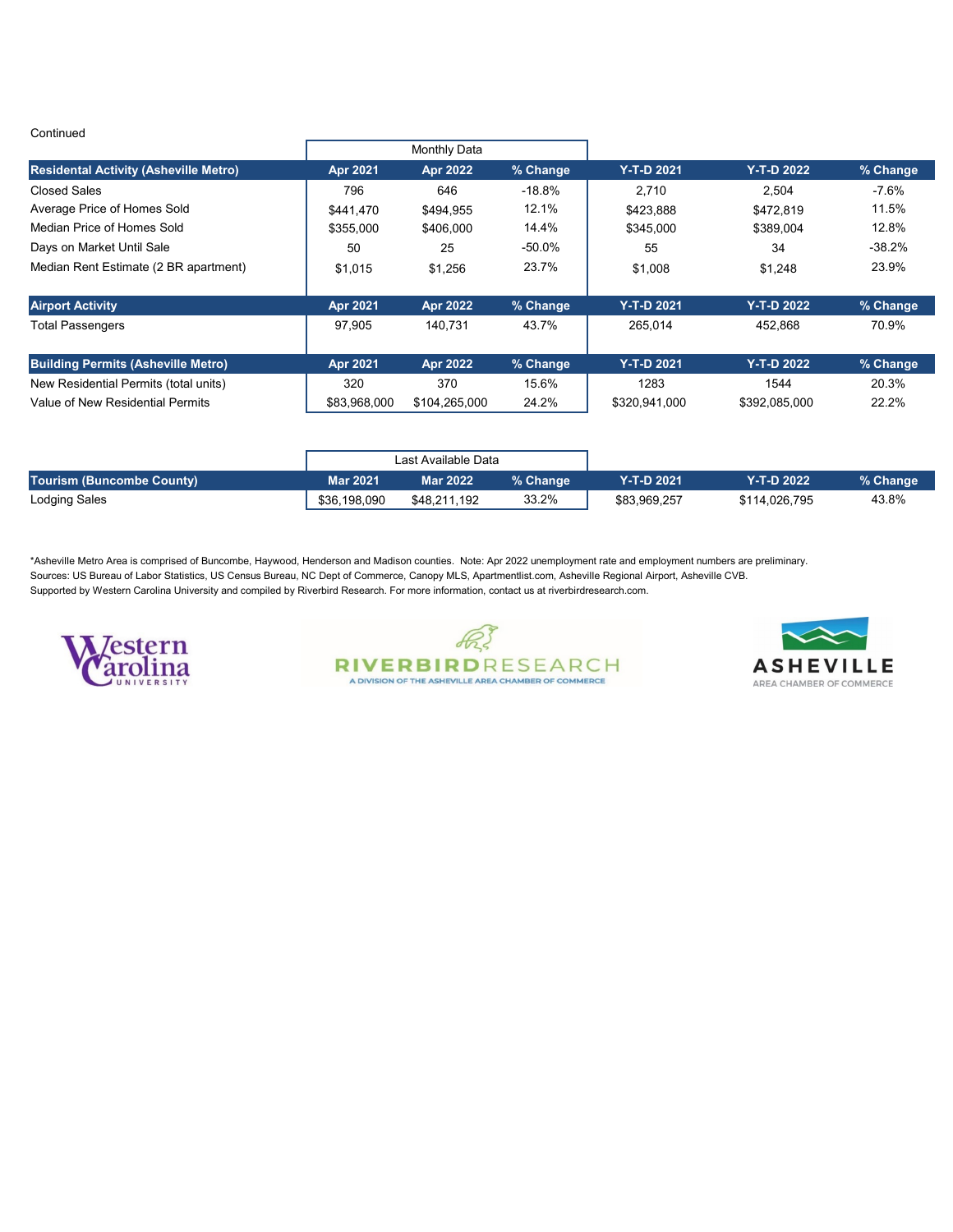Continued

| | Monthly Data | | | | | |
|---|---|---|---|---|---|---|
| **Residental Activity (Asheville Metro)** | **Apr 2021** | **Apr 2022** | **% Change** | **Y-T-D 2021** | **Y-T-D 2022** | **% Change** |
| Closed Sales | 796 | 646 | -18.8% | 2,710 | 2,504 | -7.6% |
| Average Price of Homes Sold | $441,470 | $494,955 | 12.1% | $423,888 | $472,819 | 11.5% |
| Median Price of Homes Sold | $355,000 | $406,000 | 14.4% | $345,000 | $389,004 | 12.8% |
| Days on Market Until Sale | 50 | 25 | -50.0% | 55 | 34 | -38.2% |
| Median Rent Estimate (2 BR apartment) | $1,015 | $1,256 | 23.7% | $1,008 | $1,248 | 23.9% |
| **Airport Activity** | **Apr 2021** | **Apr 2022** | **% Change** | **Y-T-D 2021** | **Y-T-D 2022** | **% Change** |
| Total Passengers | 97,905 | 140,731 | 43.7% | 265,014 | 452,868 | 70.9% |
| **Building Permits (Asheville Metro)** | **Apr 2021** | **Apr 2022** | **% Change** | **Y-T-D 2021** | **Y-T-D 2022** | **% Change** |
| New Residential Permits (total units) | 320 | 370 | 15.6% | 1283 | 1544 | 20.3% |
| Value of New Residential Permits | $83,968,000 | $104,265,000 | 24.2% | $320,941,000 | $392,085,000 | 22.2% |

| | Last Available Data | | | | | |
|---|---|---|---|---|---|---|
| **Tourism (Buncombe County)** | **Mar 2021** | **Mar 2022** | **% Change** | **Y-T-D 2021** | **Y-T-D 2022** | **% Change** |
| Lodging Sales | $36,198,090 | $48,211,192 | 33.2% | $83,969,257 | $114,026,795 | 43.8% |

*Asheville Metro Area is comprised of Buncombe, Haywood, Henderson and Madison counties. Note: Apr 2022 unemployment rate and employment numbers are preliminary.
Sources: US Bureau of Labor Statistics, US Census Bureau, NC Dept of Commerce, Canopy MLS, Apartmentlist.com, Asheville Regional Airport, Asheville CVB.
Supported by Western Carolina University and compiled by Riverbird Research. For more information, contact us at riverbirdresearch.com.

Western Carolina University

RIVERBIRDRESEARCH
A DIVISION OF THE ASHEVILLE AREA CHAMBER OF COMMERCE

ASHEVILLE
AREA CHAMBER OF COMMERCE